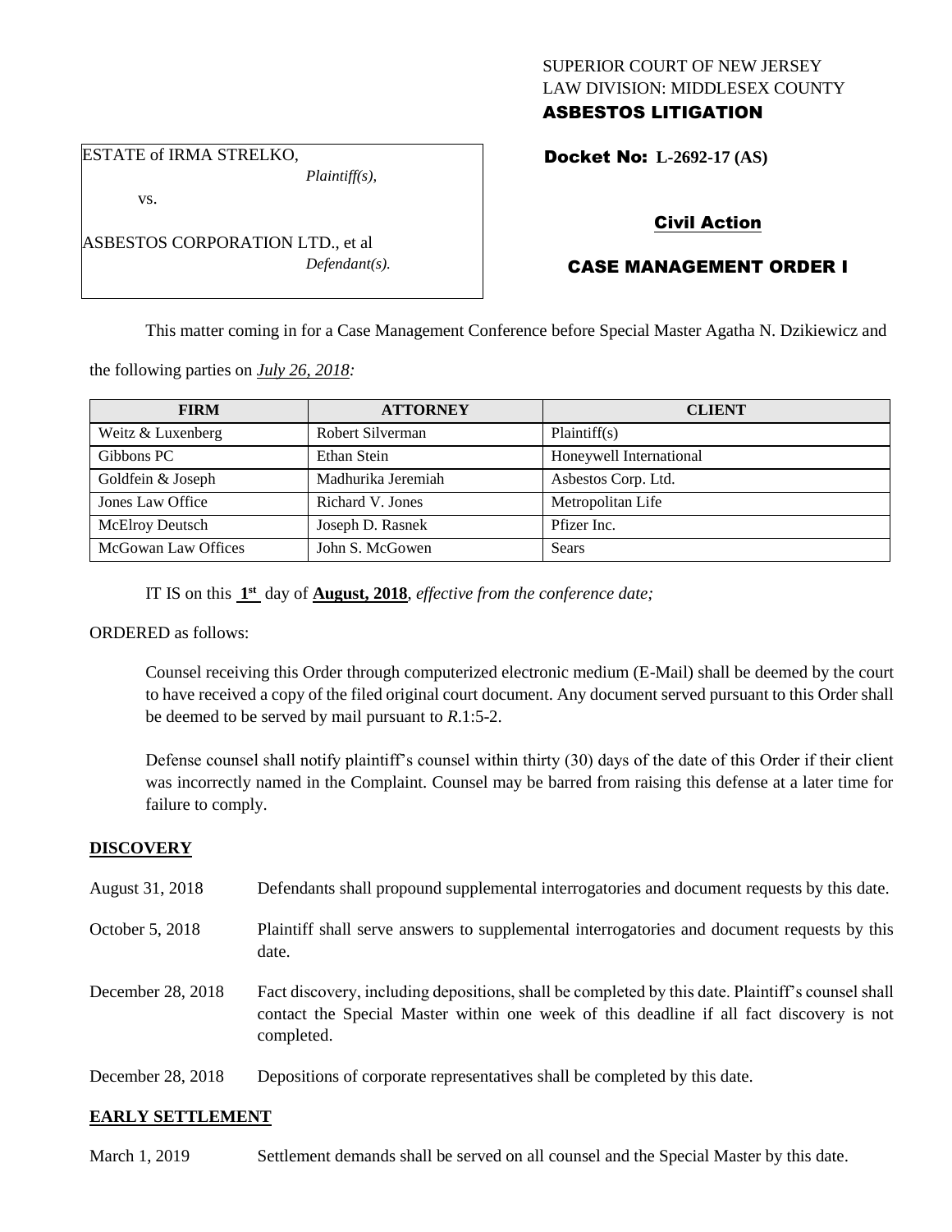SUPERIOR COURT OF NEW JERSEY
LAW DIVISION: MIDDLESEX COUNTY
**ASBESTOS LITIGATION**

ESTATE of IRMA STRELKO,
*Plaintiff(s),*

vs.

ASBESTOS CORPORATION LTD., et al
*Defendant(s).*

**Docket No: L-2692-17 (AS)**

**Civil Action**

**CASE MANAGEMENT ORDER I**

This matter coming in for a Case Management Conference before Special Master Agatha N. Dzikiewicz and the following parties on ***July 26, 2018:***

| FIRM | ATTORNEY | CLIENT |
|---|---|---|
| Weitz & Luxenberg | Robert Silverman | Plaintiff(s) |
| Gibbons PC | Ethan Stein | Honeywell International |
| Goldfein & Joseph | Madhurika Jeremiah | Asbestos Corp. Ltd. |
| Jones Law Office | Richard V. Jones | Metropolitan Life |
| McElroy Deutsch | Joseph D. Rasnek | Pfizer Inc. |
| McGowan Law Offices | John S. McGowen | Sears |

IT IS on this **1st** day of **August, 2018**, *effective from the conference date;*

ORDERED as follows:

Counsel receiving this Order through computerized electronic medium (E-Mail) shall be deemed by the court to have received a copy of the filed original court document. Any document served pursuant to this Order shall be deemed to be served by mail pursuant to *R*.1:5-2.

Defense counsel shall notify plaintiff's counsel within thirty (30) days of the date of this Order if their client was incorrectly named in the Complaint. Counsel may be barred from raising this defense at a later time for failure to comply.

## DISCOVERY

| | |
|---|---|
| August 31, 2018 | Defendants shall propound supplemental interrogatories and document requests by this date. |
| October 5, 2018 | Plaintiff shall serve answers to supplemental interrogatories and document requests by this date. |
| December 28, 2018 | Fact discovery, including depositions, shall be completed by this date. Plaintiff's counsel shall contact the Special Master within one week of this deadline if all fact discovery is not completed. |
| December 28, 2018 | Depositions of corporate representatives shall be completed by this date. |

## EARLY SETTLEMENT

| | |
|---|---|
| March 1, 2019 | Settlement demands shall be served on all counsel and the Special Master by this date. |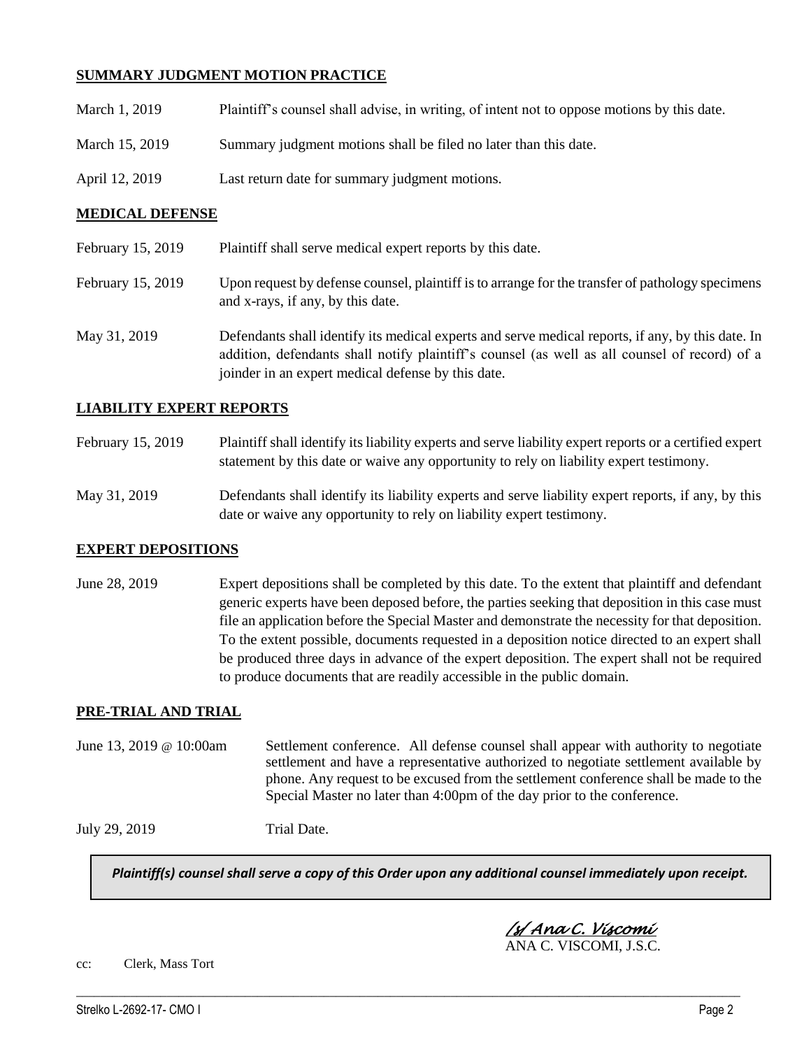**SUMMARY JUDGMENT MOTION PRACTICE**

| | |
|---|---|
| March 1, 2019 | Plaintiff's counsel shall advise, in writing, of intent not to oppose motions by this date. |
| March 15, 2019 | Summary judgment motions shall be filed no later than this date. |
| April 12, 2019 | Last return date for summary judgment motions. |

**MEDICAL DEFENSE**

| | |
|---|---|
| February 15, 2019 | Plaintiff shall serve medical expert reports by this date. |
| February 15, 2019 | Upon request by defense counsel, plaintiff is to arrange for the transfer of pathology specimens and x-rays, if any, by this date. |
| May 31, 2019 | Defendants shall identify its medical experts and serve medical reports, if any, by this date. In addition, defendants shall notify plaintiff's counsel (as well as all counsel of record) of a joinder in an expert medical defense by this date. |

**LIABILITY EXPERT REPORTS**

| | |
|---|---|
| February 15, 2019 | Plaintiff shall identify its liability experts and serve liability expert reports or a certified expert statement by this date or waive any opportunity to rely on liability expert testimony. |
| May 31, 2019 | Defendants shall identify its liability experts and serve liability expert reports, if any, by this date or waive any opportunity to rely on liability expert testimony. |

**EXPERT DEPOSITIONS**

| | |
|---|---|
| June 28, 2019 | Expert depositions shall be completed by this date. To the extent that plaintiff and defendant generic experts have been deposed before, the parties seeking that deposition in this case must file an application before the Special Master and demonstrate the necessity for that deposition. To the extent possible, documents requested in a deposition notice directed to an expert shall be produced three days in advance of the expert deposition. The expert shall not be required to produce documents that are readily accessible in the public domain. |

**PRE-TRIAL AND TRIAL**

| | |
|---|---|
| June 13, 2019 @ 10:00am | Settlement conference. All defense counsel shall appear with authority to negotiate settlement and have a representative authorized to negotiate settlement available by phone. Any request to be excused from the settlement conference shall be made to the Special Master no later than 4:00pm of the day prior to the conference. |
| July 29, 2019 | Trial Date. |

***Plaintiff(s) counsel shall serve a copy of this Order upon any additional counsel immediately upon receipt.***

/s/ Ana C. Viscomi
ANA C. VISCOMI, J.S.C.

cc: Clerk, Mass Tort

Strelko L-2692-17- CMO I